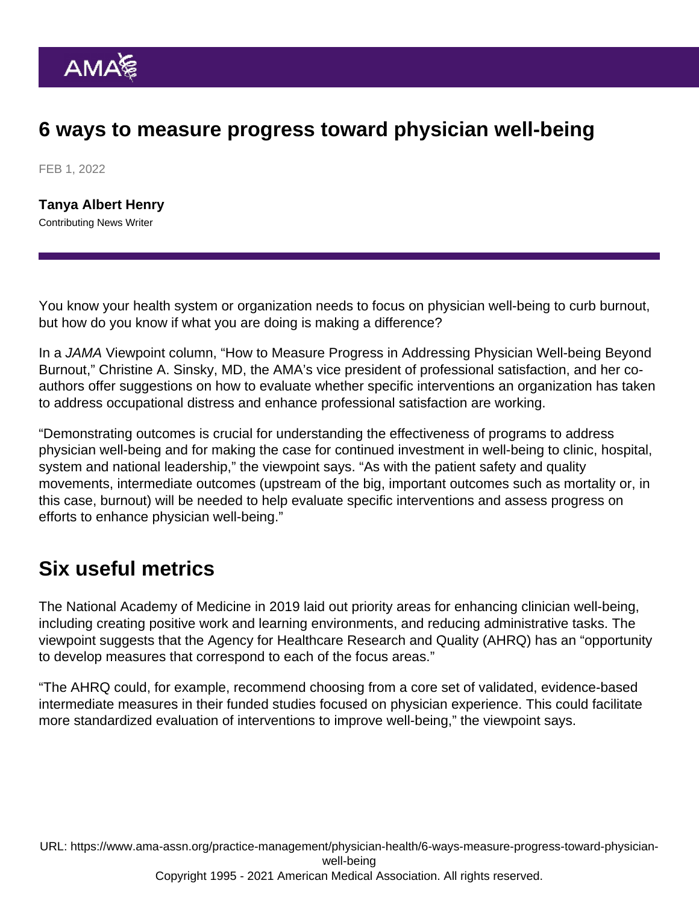# 6 ways to measure progress toward physician well-being

FEB 1, 2022

**Tanya Albert Henry**
Contributing News Writer

You know your health system or organization needs to focus on physician well-being to curb burnout, but how do you know if what you are doing is making a difference?

In a *JAMA* Viewpoint column, "How to Measure Progress in Addressing Physician Well-being Beyond Burnout," Christine A. Sinsky, MD, the AMA's vice president of professional satisfaction, and her co-authors offer suggestions on how to evaluate whether specific interventions an organization has taken to address occupational distress and enhance professional satisfaction are working.

"Demonstrating outcomes is crucial for understanding the effectiveness of programs to address physician well-being and for making the case for continued investment in well-being to clinic, hospital, system and national leadership," the viewpoint says. "As with the patient safety and quality movements, intermediate outcomes (upstream of the big, important outcomes such as mortality or, in this case, burnout) will be needed to help evaluate specific interventions and assess progress on efforts to enhance physician well-being."

## Six useful metrics

The National Academy of Medicine in 2019 laid out priority areas for enhancing clinician well-being, including creating positive work and learning environments, and reducing administrative tasks. The viewpoint suggests that the Agency for Healthcare Research and Quality (AHRQ) has an "opportunity to develop measures that correspond to each of the focus areas."

"The AHRQ could, for example, recommend choosing from a core set of validated, evidence-based intermediate measures in their funded studies focused on physician experience. This could facilitate more standardized evaluation of interventions to improve well-being," the viewpoint says.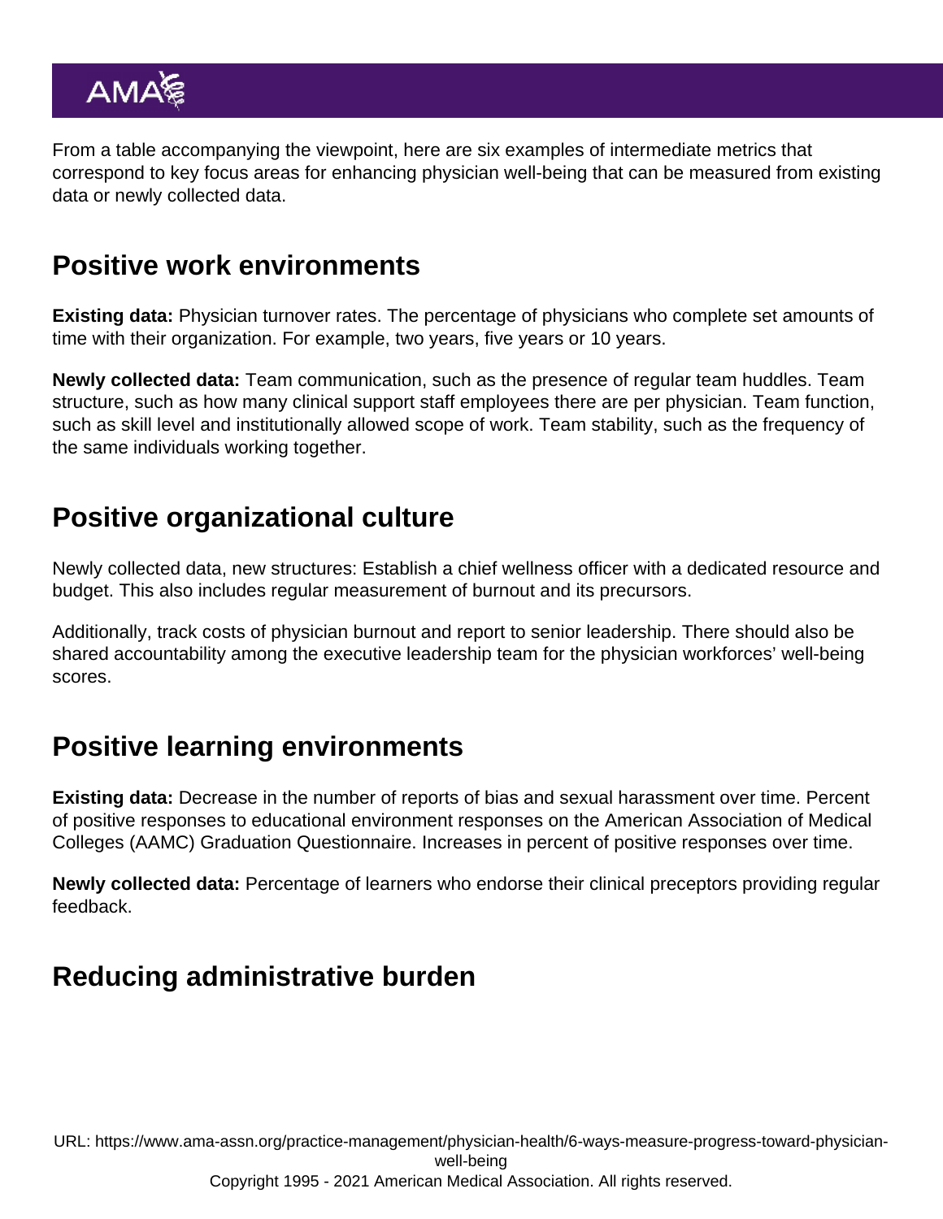From a table accompanying the viewpoint, here are six examples of intermediate metrics that correspond to key focus areas for enhancing physician well-being that can be measured from existing data or newly collected data.

## Positive work environments

**Existing data:** Physician turnover rates. The percentage of physicians who complete set amounts of time with their organization. For example, two years, five years or 10 years.

**Newly collected data:** Team communication, such as the presence of regular team huddles. Team structure, such as how many clinical support staff employees there are per physician. Team function, such as skill level and institutionally allowed scope of work. Team stability, such as the frequency of the same individuals working together.

## Positive organizational culture

Newly collected data, new structures: Establish a chief wellness officer with a dedicated resource and budget. This also includes regular measurement of burnout and its precursors.

Additionally, track costs of physician burnout and report to senior leadership. There should also be shared accountability among the executive leadership team for the physician workforces' well-being scores.

## Positive learning environments

**Existing data:** Decrease in the number of reports of bias and sexual harassment over time. Percent of positive responses to educational environment responses on the American Association of Medical Colleges (AAMC) Graduation Questionnaire. Increases in percent of positive responses over time.

**Newly collected data:** Percentage of learners who endorse their clinical preceptors providing regular feedback.

## Reducing administrative burden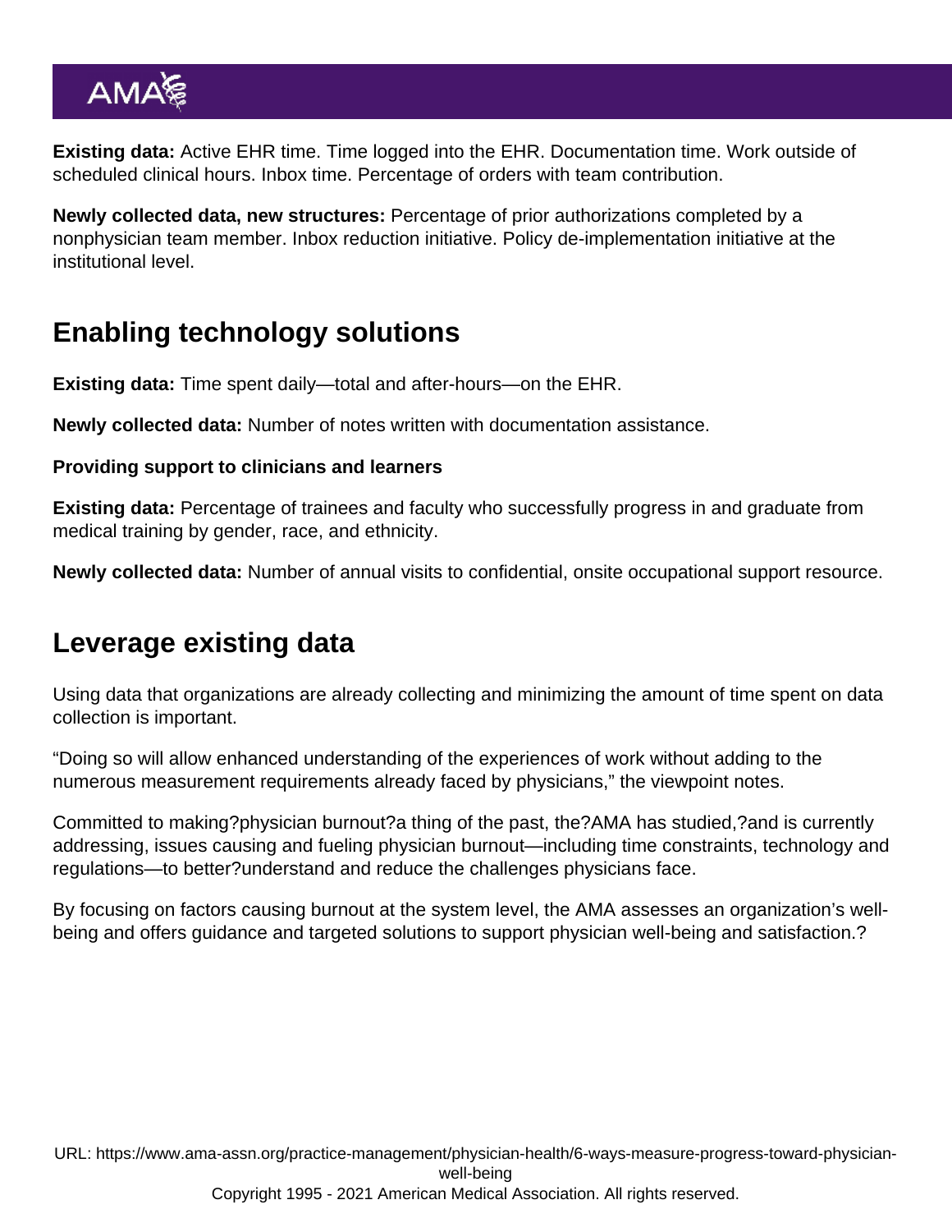**Existing data:** Active EHR time. Time logged into the EHR. Documentation time. Work outside of scheduled clinical hours. Inbox time. Percentage of orders with team contribution.

**Newly collected data, new structures:** Percentage of prior authorizations completed by a nonphysician team member. Inbox reduction initiative. Policy de-implementation initiative at the institutional level.

## Enabling technology solutions

**Existing data:** Time spent daily—total and after-hours—on the EHR.

**Newly collected data:** Number of notes written with documentation assistance.

**Providing support to clinicians and learners**

**Existing data:** Percentage of trainees and faculty who successfully progress in and graduate from medical training by gender, race, and ethnicity.

**Newly collected data:** Number of annual visits to confidential, onsite occupational support resource.

## Leverage existing data

Using data that organizations are already collecting and minimizing the amount of time spent on data collection is important.

"Doing so will allow enhanced understanding of the experiences of work without adding to the numerous measurement requirements already faced by physicians," the viewpoint notes.

Committed to making?physician burnout?a thing of the past, the?AMA has studied,?and is currently addressing, issues causing and fueling physician burnout—including time constraints, technology and regulations—to better?understand and reduce the challenges physicians face.

By focusing on factors causing burnout at the system level, the AMA assesses an organization's well-being and offers guidance and targeted solutions to support physician well-being and satisfaction.?